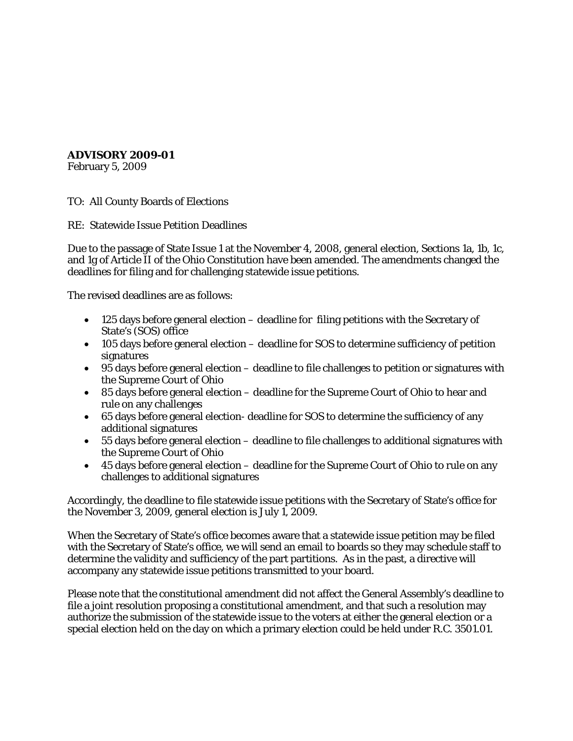**ADVISORY 2009-01**
February 5, 2009

TO: All County Boards of Elections

RE: Statewide Issue Petition Deadlines

Due to the passage of State Issue 1 at the November 4, 2008, general election, Sections 1a, 1b, 1c, and 1g of Article II of the Ohio Constitution have been amended. The amendments changed the deadlines for filing and for challenging statewide issue petitions.

The revised deadlines are as follows:

- 125 days before general election – deadline for filing petitions with the Secretary of State's (SOS) office
- 105 days before general election – deadline for SOS to determine sufficiency of petition signatures
- 95 days before general election – deadline to file challenges to petition or signatures with the Supreme Court of Ohio
- 85 days before general election – deadline for the Supreme Court of Ohio to hear and rule on any challenges
- 65 days before general election- deadline for SOS to determine the sufficiency of any additional signatures
- 55 days before general election – deadline to file challenges to additional signatures with the Supreme Court of Ohio
- 45 days before general election – deadline for the Supreme Court of Ohio to rule on any challenges to additional signatures

Accordingly, the deadline to file statewide issue petitions with the Secretary of State's office for the November 3, 2009, general election is July 1, 2009.

When the Secretary of State's office becomes aware that a statewide issue petition may be filed with the Secretary of State's office, we will send an email to boards so they may schedule staff to determine the validity and sufficiency of the part partitions. As in the past, a directive will accompany any statewide issue petitions transmitted to your board.

Please note that the constitutional amendment did not affect the General Assembly's deadline to file a joint resolution proposing a constitutional amendment, and that such a resolution may authorize the submission of the statewide issue to the voters at either the general election or a special election held on the day on which a primary election could be held under R.C. 3501.01.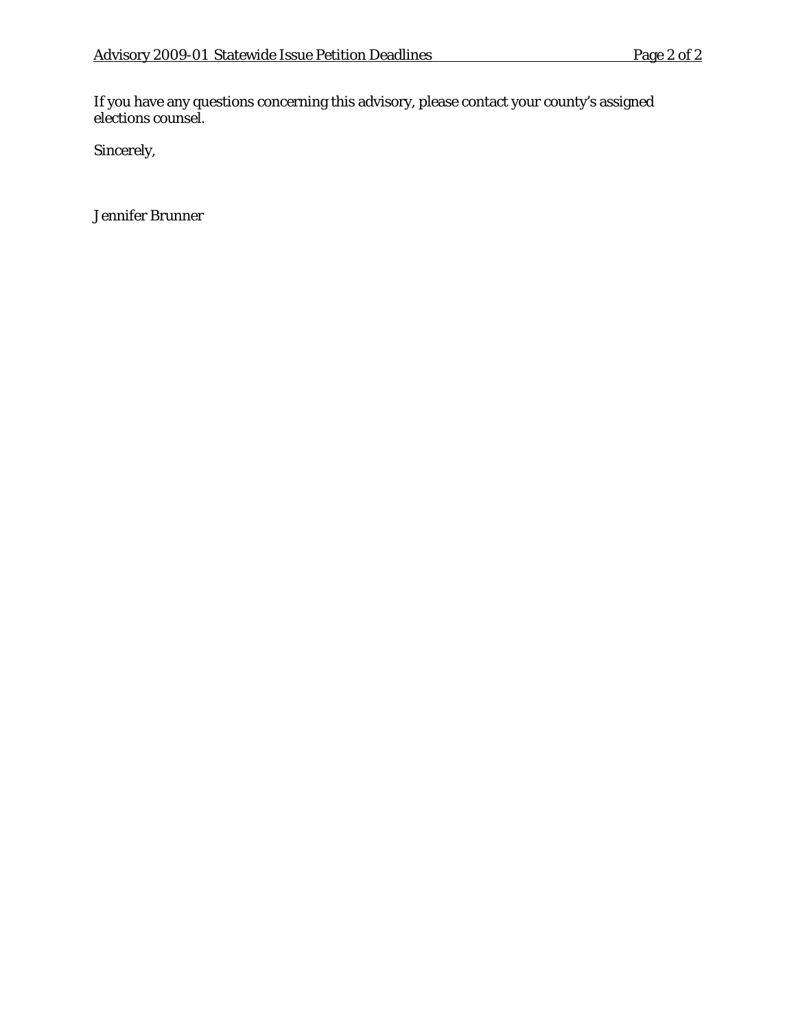If you have any questions concerning this advisory, please contact your county's assigned elections counsel.

Sincerely,

Jennifer Brunner